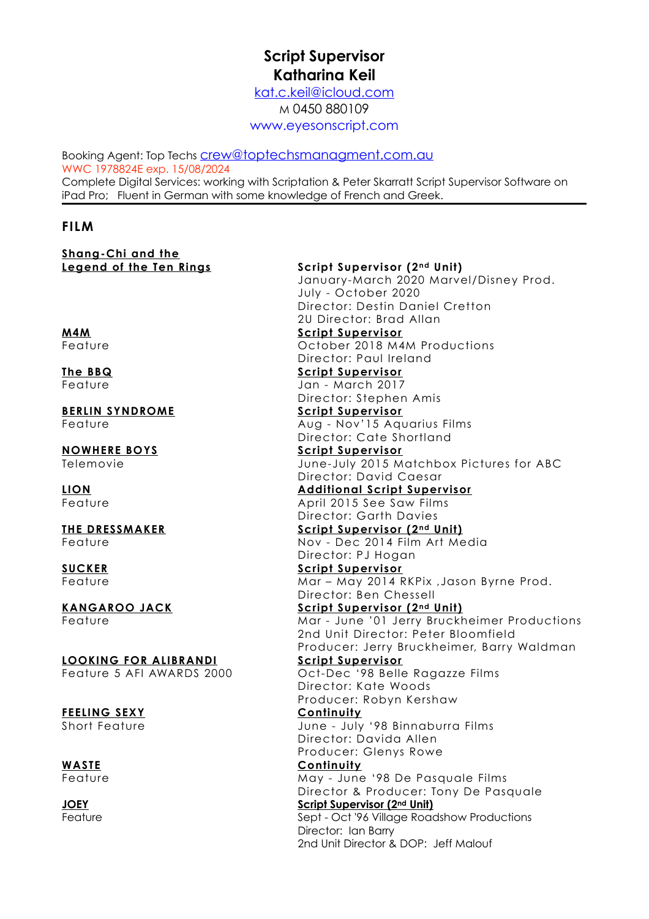# Script Supervisor
# Katharina Keil

kat.c.keil@icloud.com
M 0450 880109
www.eyesonscript.com

Booking Agent: Top Techs crew@toptechsmanagment.com.au
WWC 1978824E exp. 15/08/2024
Complete Digital Services: working with Scriptation & Peter Skarratt Script Supervisor Software on iPad Pro; Fluent in German with some knowledge of French and Greek.

---

## FILM

**Shang-Chi and the Legend of the Ten Rings**
**Script Supervisor (2nd Unit)**
January-March 2020 Marvel/Disney Prod.
July - October 2020
Director: Destin Daniel Cretton
2U Director: Brad Allan

**M4M**
Feature
**Script Supervisor**
October 2018 M4M Productions
Director: Paul Ireland

**The BBQ**
Feature
**Script Supervisor**
Jan - March 2017
Director: Stephen Amis

**BERLIN SYNDROME**
Feature
**Script Supervisor**
Aug - Nov'15 Aquarius Films
Director: Cate Shortland

**NOWHERE BOYS**
Telemovie
**Script Supervisor**
June-July 2015 Matchbox Pictures for ABC
Director: David Caesar

**LION**
Feature
**Additional Script Supervisor**
April 2015 See Saw Films
Director: Garth Davies

**THE DRESSMAKER**
Feature
**Script Supervisor (2nd Unit)**
Nov - Dec 2014 Film Art Media
Director: PJ Hogan

**SUCKER**
Feature
**Script Supervisor**
Mar – May 2014 RKPix ,Jason Byrne Prod.
Director: Ben Chessell

**KANGAROO JACK**
Feature
**Script Supervisor (2nd Unit)**
Mar - June '01 Jerry Bruckheimer Productions
2nd Unit Director: Peter Bloomfield
Producer: Jerry Bruckheimer, Barry Waldman

**LOOKING FOR ALIBRANDI**
Feature 5 AFI AWARDS 2000
**Script Supervisor**
Oct-Dec '98 Belle Ragazze Films
Director: Kate Woods
Producer: Robyn Kershaw

**FEELING SEXY**
Short Feature
**Continuity**
June - July '98 Binnaburra Films
Director: Davida Allen
Producer: Glenys Rowe

**WASTE**
Feature
**Continuity**
May - June '98 De Pasquale Films
Director & Producer: Tony De Pasquale

**JOEY**
Feature
**Script Supervisor (2nd Unit)**
Sept - Oct '96 Village Roadshow Productions
Director: Ian Barry
2nd Unit Director & DOP: Jeff Malouf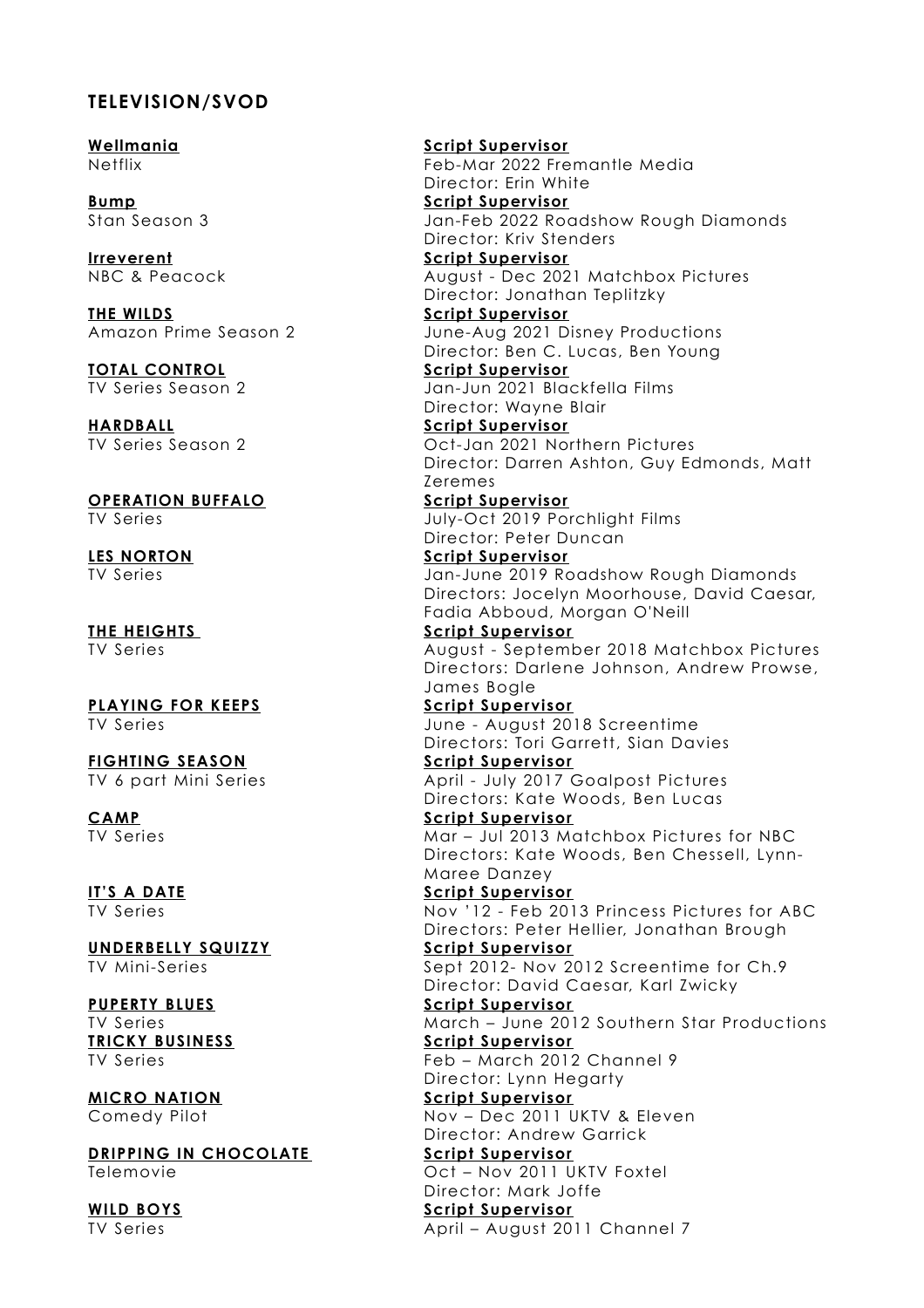## TELEVISION/SVOD

**Wellmania**
Netflix

**Script Supervisor**
Feb-Mar 2022 Fremantle Media
Director: Erin White

**Bump**
Stan Season 3

**Script Supervisor**
Jan-Feb 2022 Roadshow Rough Diamonds
Director: Kriv Stenders

**Irreverent**
NBC & Peacock

**Script Supervisor**
August - Dec 2021 Matchbox Pictures
Director: Jonathan Teplitzky

**THE WILDS**
Amazon Prime Season 2

**Script Supervisor**
June-Aug 2021 Disney Productions
Director: Ben C. Lucas, Ben Young

**TOTAL CONTROL**
TV Series Season 2

**Script Supervisor**
Jan-Jun 2021 Blackfella Films
Director: Wayne Blair

**HARDBALL**
TV Series Season 2

**Script Supervisor**
Oct-Jan 2021 Northern Pictures
Director: Darren Ashton, Guy Edmonds, Matt Zeremes

**OPERATION BUFFALO**
TV Series

**Script Supervisor**
July-Oct 2019 Porchlight Films
Director: Peter Duncan

**LES NORTON**
TV Series

**Script Supervisor**
Jan-June 2019 Roadshow Rough Diamonds
Directors: Jocelyn Moorhouse, David Caesar, Fadia Abboud, Morgan O'Neill

**THE HEIGHTS**
TV Series

**Script Supervisor**
August - September 2018 Matchbox Pictures
Directors: Darlene Johnson, Andrew Prowse, James Bogle

**PLAYING FOR KEEPS**
TV Series

**Script Supervisor**
June - August 2018 Screentime
Directors: Tori Garrett, Sian Davies

**FIGHTING SEASON**
TV 6 part Mini Series

**Script Supervisor**
April - July 2017 Goalpost Pictures
Directors: Kate Woods, Ben Lucas

**CAMP**
TV Series

**Script Supervisor**
Mar – Jul 2013 Matchbox Pictures for NBC
Directors: Kate Woods, Ben Chessell, Lynn-Maree Danzey

**IT'S A DATE**
TV Series

**Script Supervisor**
Nov '12 - Feb 2013 Princess Pictures for ABC
Directors: Peter Hellier, Jonathan Brough

**UNDERBELLY SQUIZZY**
TV Mini-Series

**Script Supervisor**
Sept 2012- Nov 2012 Screentime for Ch.9
Director: David Caesar, Karl Zwicky

**PUPERTY BLUES**
TV Series

**Script Supervisor**
March – June 2012 Southern Star Productions

**TRICKY BUSINESS**
TV Series

**Script Supervisor**
Feb – March 2012 Channel 9
Director: Lynn Hegarty

**MICRO NATION**
Comedy Pilot

**Script Supervisor**
Nov – Dec 2011 UKTV & Eleven
Director: Andrew Garrick

**DRIPPING IN CHOCOLATE**
Telemovie

**Script Supervisor**
Oct – Nov 2011 UKTV Foxtel
Director: Mark Joffe

**WILD BOYS**
TV Series

**Script Supervisor**
April – August 2011 Channel 7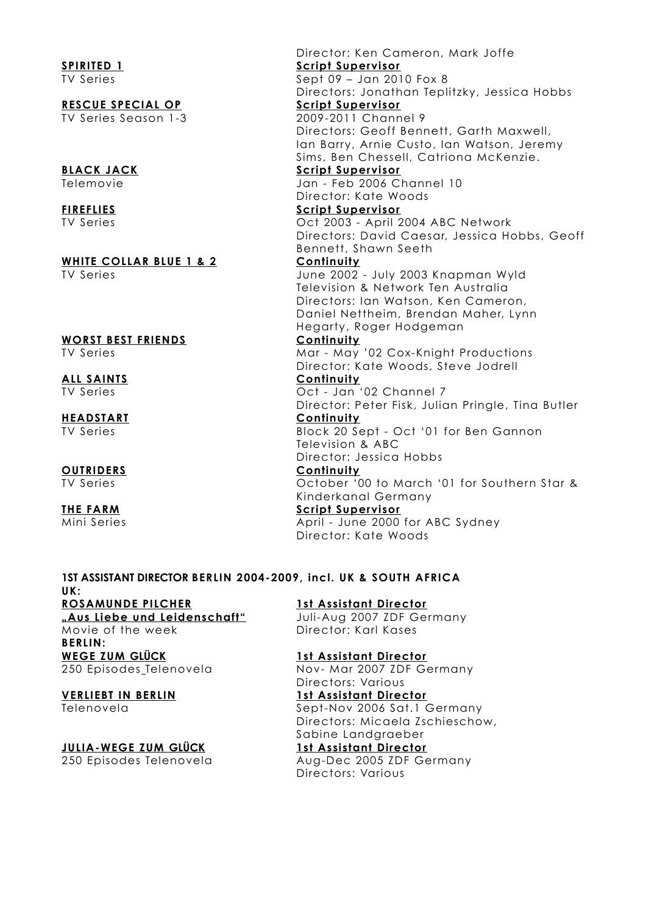Director: Ken Cameron, Mark Joffe

**SPIRITED 1**
TV Series

**Script Supervisor**
Sept 09 – Jan 2010 Fox 8
Directors: Jonathan Teplitzky, Jessica Hobbs

**RESCUE SPECIAL OP**
TV Series Season 1-3

**Script Supervisor**
2009-2011 Channel 9
Directors: Geoff Bennett, Garth Maxwell, Ian Barry, Arnie Custo, Ian Watson, Jeremy Sims, Ben Chessell, Catriona McKenzie.

**BLACK JACK**
Telemovie

**Script Supervisor**
Jan - Feb 2006 Channel 10
Director: Kate Woods

**FIREFLIES**
TV Series

**Script Supervisor**
Oct 2003 - April 2004 ABC Network
Directors: David Caesar, Jessica Hobbs, Geoff Bennett, Shawn Seeth

**WHITE COLLAR BLUE 1 & 2**
TV Series

**Continuity**
June 2002 - July 2003 Knapman Wyld Television & Network Ten Australia
Directors: Ian Watson, Ken Cameron, Daniel Nettheim, Brendan Maher, Lynn Hegarty, Roger Hodgeman

**WORST BEST FRIENDS**
TV Series

**Continuity**
Mar - May '02 Cox-Knight Productions
Director: Kate Woods, Steve Jodrell

**ALL SAINTS**
TV Series

**Continuity**
Oct - Jan '02 Channel 7
Director: Peter Fisk, Julian Pringle, Tina Butler

**HEADSTART**
TV Series

**Continuity**
Block 20 Sept - Oct '01 for Ben Gannon Television & ABC
Director: Jessica Hobbs

**OUTRIDERS**
TV Series

**Continuity**
October '00 to March '01 for Southern Star & Kinderkanal Germany

**THE FARM**
Mini Series

**Script Supervisor**
April - June 2000 for ABC Sydney
Director: Kate Woods

## 1ST ASSISTANT DIRECTOR BERLIN 2004-2009, incl. UK & SOUTH AFRICA

**UK:**

**ROSAMUNDE PILCHER**
**„Aus Liebe und Leidenschaft"**
Movie of the week

**1st Assistant Director**
Juli-Aug 2007 ZDF Germany
Director: Karl Kases

**BERLIN:**

**WEGE ZUM GLÜCK**
250 Episodes Telenovela

**1st Assistant Director**
Nov- Mar 2007 ZDF Germany
Directors: Various

**VERLIEBT IN BERLIN**
Telenovela

**1st Assistant Director**
Sept-Nov 2006 Sat.1 Germany
Directors: Micaela Zschieschow, Sabine Landgraeber

**JULIA-WEGE ZUM GLÜCK**
250 Episodes Telenovela

**1st Assistant Director**
Aug-Dec 2005 ZDF Germany
Directors: Various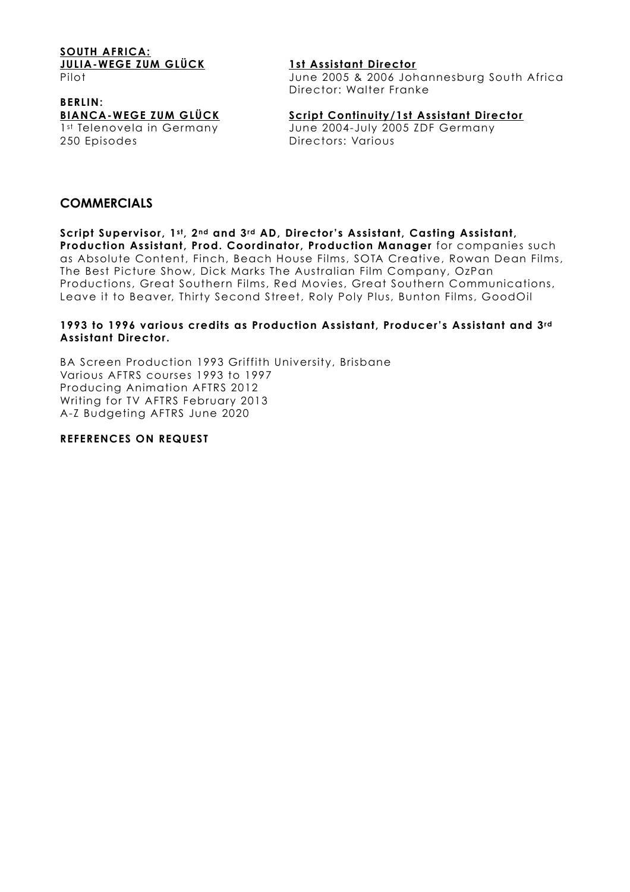**SOUTH AFRICA:**
**JULIA-WEGE ZUM GLÜCK**
Pilot

**1st Assistant Director**
June 2005 & 2006 Johannesburg South Africa
Director: Walter Franke

**BERLIN:**
**BIANCA-WEGE ZUM GLÜCK**
1st Telenovela in Germany
250 Episodes

**Script Continuity/1st Assistant Director**
June 2004-July 2005 ZDF Germany
Directors: Various

## COMMERCIALS

**Script Supervisor, 1st, 2nd and 3rd AD, Director's Assistant, Casting Assistant, Production Assistant, Prod. Coordinator, Production Manager** for companies such as Absolute Content, Finch, Beach House Films, SOTA Creative, Rowan Dean Films, The Best Picture Show, Dick Marks The Australian Film Company, OzPan Productions, Great Southern Films, Red Movies, Great Southern Communications, Leave it to Beaver, Thirty Second Street, Roly Poly Plus, Bunton Films, GoodOil

**1993 to 1996 various credits as Production Assistant, Producer's Assistant and 3rd Assistant Director.**

BA Screen Production 1993 Griffith University, Brisbane
Various AFTRS courses 1993 to 1997
Producing Animation AFTRS 2012
Writing for TV AFTRS February 2013
A-Z Budgeting AFTRS June 2020

**REFERENCES ON REQUEST**